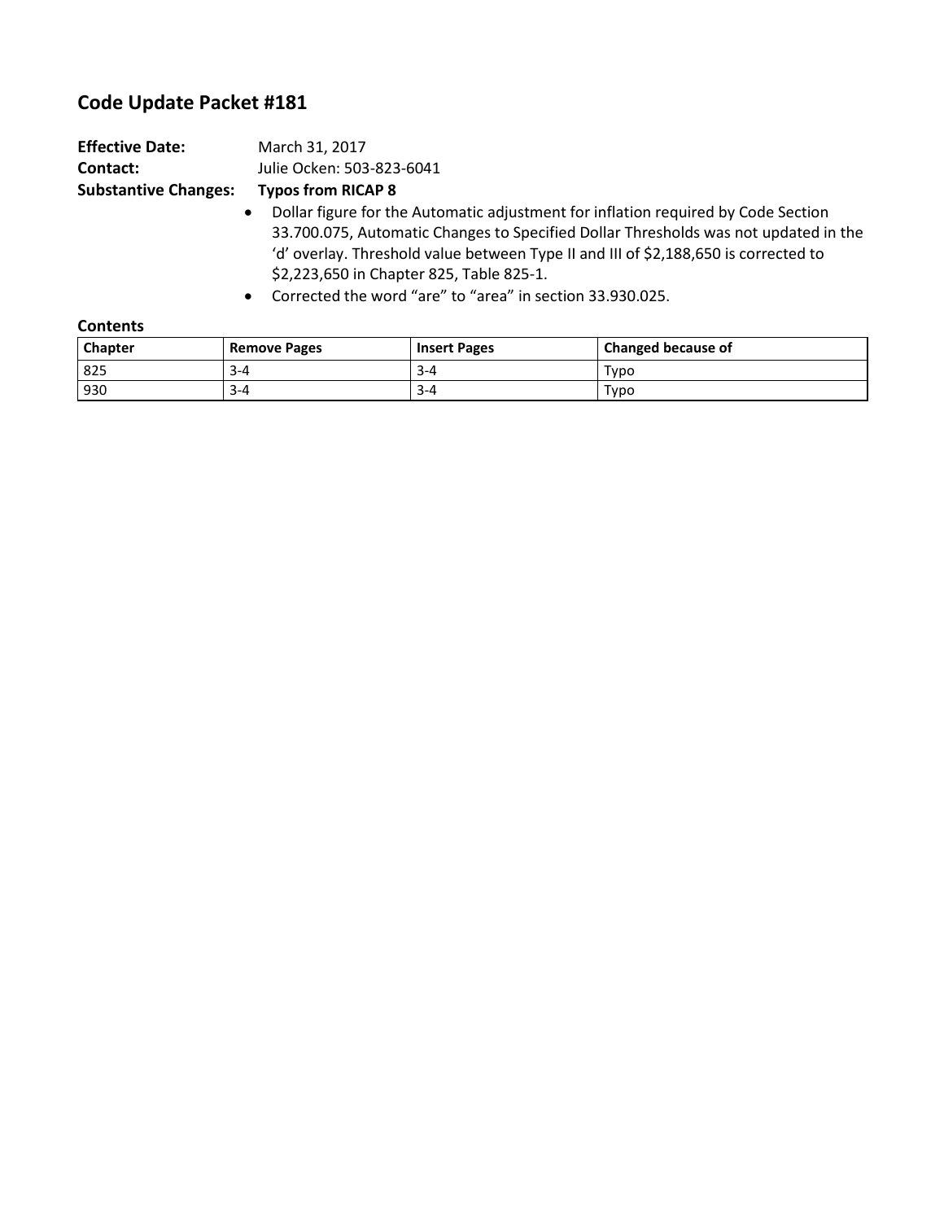# Code Update Packet #181

**Effective Date:** March 31, 2017
**Contact:** Julie Ocken: 503-823-6041
**Substantive Changes:** **Typos from RICAP 8**

- Dollar figure for the Automatic adjustment for inflation required by Code Section 33.700.075, Automatic Changes to Specified Dollar Thresholds was not updated in the 'd' overlay. Threshold value between Type II and III of $2,188,650 is corrected to $2,223,650 in Chapter 825, Table 825-1.
- Corrected the word "are" to "area" in section 33.930.025.

**Contents**

| Chapter | Remove Pages | Insert Pages | Changed because of |
|---|---|---|---|
| 825 | 3-4 | 3-4 | Typo |
| 930 | 3-4 | 3-4 | Typo |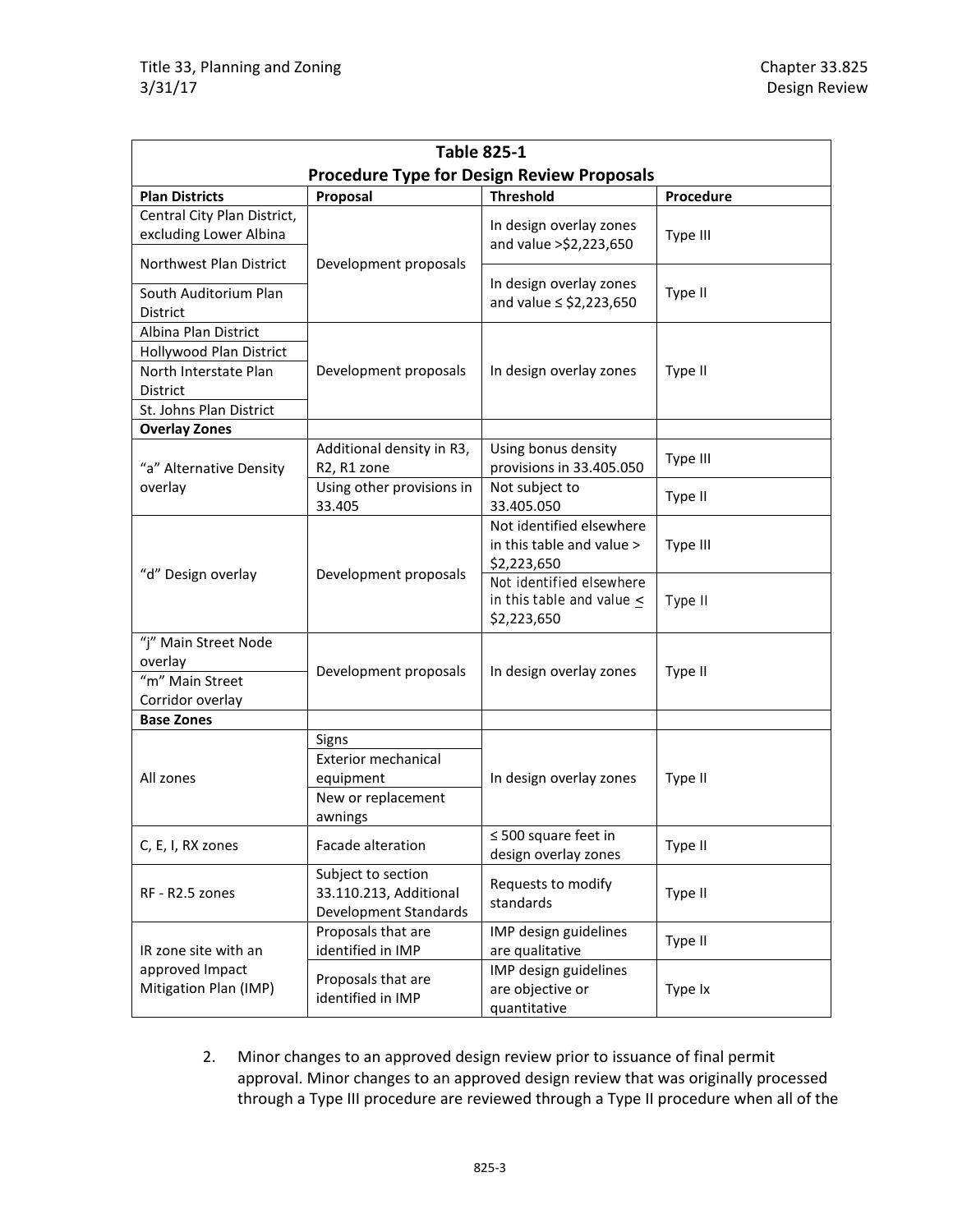| Table 825-1 | | | |
|---|---|---|---|
| **Procedure Type for Design Review Proposals** | | | |
| **Plan Districts** | **Proposal** | **Threshold** | **Procedure** |
| Central City Plan District, excluding Lower Albina | Development proposals | In design overlay zones and value >$2,223,650 | Type III |
| Northwest Plan District | | | |
| South Auditorium Plan District | | In design overlay zones and value ≤ $2,223,650 | Type II |
| Albina Plan District | Development proposals | In design overlay zones | Type II |
| Hollywood Plan District | | | |
| North Interstate Plan District | | | |
| St. Johns Plan District | | | |
| **Overlay Zones** | | | |
| "a" Alternative Density overlay | Additional density in R3, R2, R1 zone | Using bonus density provisions in 33.405.050 | Type III |
| | Using other provisions in 33.405 | Not subject to 33.405.050 | Type II |
| "d" Design overlay | Development proposals | Not identified elsewhere in this table and value > $2,223,650 | Type III |
| | | Not identified elsewhere in this table and value ≤ $2,223,650 | Type II |
| "j" Main Street Node overlay | Development proposals | In design overlay zones | Type II |
| "m" Main Street Corridor overlay | | | |
| **Base Zones** | | | |
| All zones | Signs | In design overlay zones | Type II |
| | Exterior mechanical equipment | | |
| | New or replacement awnings | | |
| C, E, I, RX zones | Facade alteration | ≤ 500 square feet in design overlay zones | Type II |
| RF - R2.5 zones | Subject to section 33.110.213, Additional Development Standards | Requests to modify standards | Type II |
| IR zone site with an approved Impact Mitigation Plan (IMP) | Proposals that are identified in IMP | IMP design guidelines are qualitative | Type II |
| | Proposals that are identified in IMP | IMP design guidelines are objective or quantitative | Type Ix |

2. Minor changes to an approved design review prior to issuance of final permit approval. Minor changes to an approved design review that was originally processed through a Type III procedure are reviewed through a Type II procedure when all of the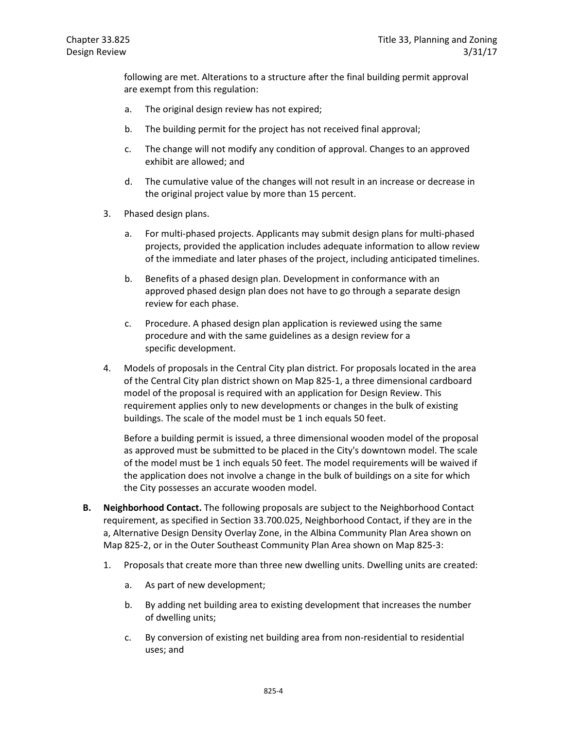following are met. Alterations to a structure after the final building permit approval are exempt from this regulation:

a. The original design review has not expired;

b. The building permit for the project has not received final approval;

c. The change will not modify any condition of approval. Changes to an approved exhibit are allowed; and

d. The cumulative value of the changes will not result in an increase or decrease in the original project value by more than 15 percent.

3. Phased design plans.

   a. For multi-phased projects. Applicants may submit design plans for multi-phased projects, provided the application includes adequate information to allow review of the immediate and later phases of the project, including anticipated timelines.

   b. Benefits of a phased design plan. Development in conformance with an approved phased design plan does not have to go through a separate design review for each phase.

   c. Procedure. A phased design plan application is reviewed using the same procedure and with the same guidelines as a design review for a specific development.

4. Models of proposals in the Central City plan district. For proposals located in the area of the Central City plan district shown on Map 825-1, a three dimensional cardboard model of the proposal is required with an application for Design Review. This requirement applies only to new developments or changes in the bulk of existing buildings. The scale of the model must be 1 inch equals 50 feet.

   Before a building permit is issued, a three dimensional wooden model of the proposal as approved must be submitted to be placed in the City's downtown model. The scale of the model must be 1 inch equals 50 feet. The model requirements will be waived if the application does not involve a change in the bulk of buildings on a site for which the City possesses an accurate wooden model.

**B. Neighborhood Contact.** The following proposals are subject to the Neighborhood Contact requirement, as specified in Section 33.700.025, Neighborhood Contact, if they are in the a, Alternative Design Density Overlay Zone, in the Albina Community Plan Area shown on Map 825-2, or in the Outer Southeast Community Plan Area shown on Map 825-3:

1. Proposals that create more than three new dwelling units. Dwelling units are created:

   a. As part of new development;

   b. By adding net building area to existing development that increases the number of dwelling units;

   c. By conversion of existing net building area from non-residential to residential uses; and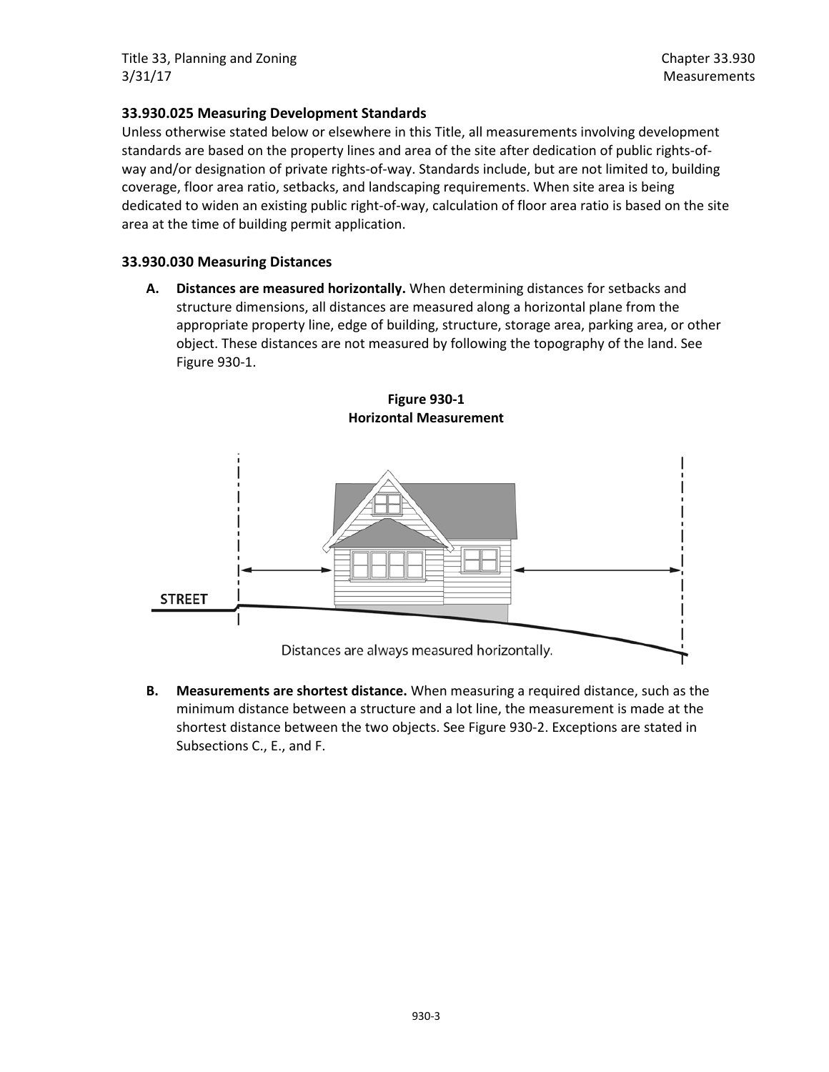### 33.930.025 Measuring Development Standards

Unless otherwise stated below or elsewhere in this Title, all measurements involving development standards are based on the property lines and area of the site after dedication of public rights-of-way and/or designation of private rights-of-way. Standards include, but are not limited to, building coverage, floor area ratio, setbacks, and landscaping requirements. When site area is being dedicated to widen an existing public right-of-way, calculation of floor area ratio is based on the site area at the time of building permit application.

### 33.930.030 Measuring Distances

**A. Distances are measured horizontally.** When determining distances for setbacks and structure dimensions, all distances are measured along a horizontal plane from the appropriate property line, edge of building, structure, storage area, parking area, or other object. These distances are not measured by following the topography of the land. See Figure 930-1.

**Figure 930-1**
**Horizontal Measurement**

STREET

Distances are always measured horizontally.

**B. Measurements are shortest distance.** When measuring a required distance, such as the minimum distance between a structure and a lot line, the measurement is made at the shortest distance between the two objects. See Figure 930-2. Exceptions are stated in Subsections C., E., and F.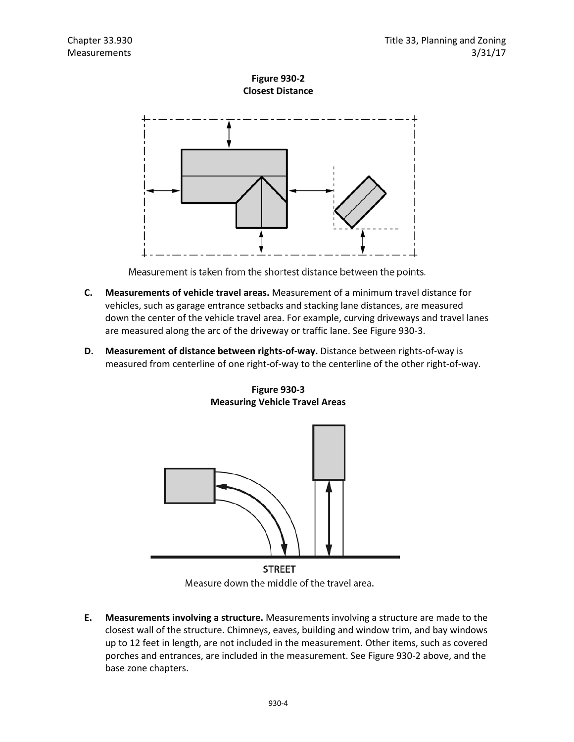**Figure 930-2**
**Closest Distance**

Measurement is taken from the shortest distance between the points.

**C. Measurements of vehicle travel areas.** Measurement of a minimum travel distance for vehicles, such as garage entrance setbacks and stacking lane distances, are measured down the center of the vehicle travel area. For example, curving driveways and travel lanes are measured along the arc of the driveway or traffic lane. See Figure 930-3.

**D. Measurement of distance between rights-of-way.** Distance between rights-of-way is measured from centerline of one right-of-way to the centerline of the other right-of-way.

**Figure 930-3**
**Measuring Vehicle Travel Areas**

STREET

Measure down the middle of the travel area.

**E. Measurements involving a structure.** Measurements involving a structure are made to the closest wall of the structure. Chimneys, eaves, building and window trim, and bay windows up to 12 feet in length, are not included in the measurement. Other items, such as covered porches and entrances, are included in the measurement. See Figure 930-2 above, and the base zone chapters.